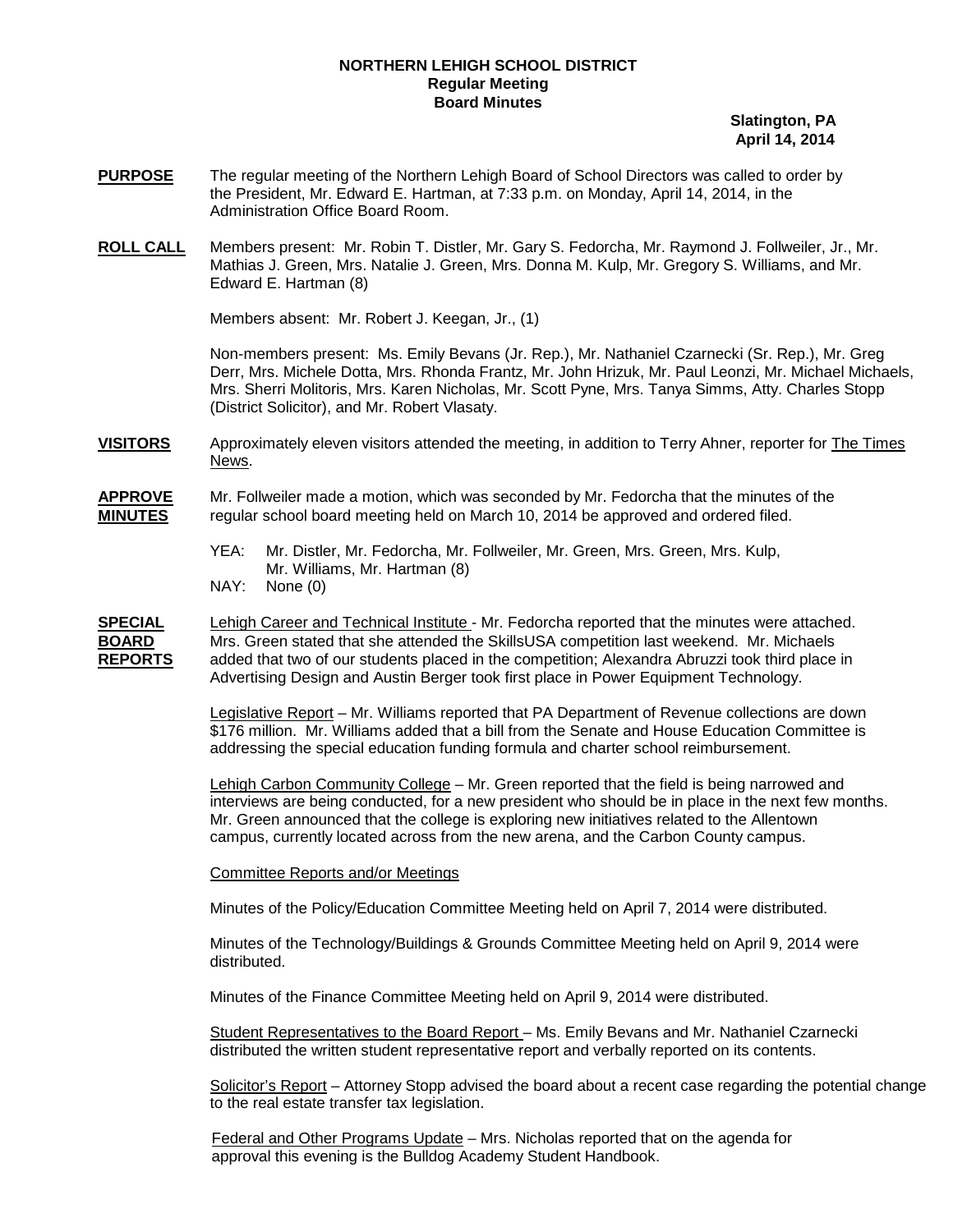**NORTHERN LEHIGH SCHOOL DISTRICT**
**Regular Meeting**
**Board Minutes**

**Slatington, PA**
**April 14, 2014**

**PURPOSE** The regular meeting of the Northern Lehigh Board of School Directors was called to order by the President, Mr. Edward E. Hartman, at 7:33 p.m. on Monday, April 14, 2014, in the Administration Office Board Room.

**ROLL CALL** Members present: Mr. Robin T. Distler, Mr. Gary S. Fedorcha, Mr. Raymond J. Follweiler, Jr., Mr. Mathias J. Green, Mrs. Natalie J. Green, Mrs. Donna M. Kulp, Mr. Gregory S. Williams, and Mr. Edward E. Hartman (8)

Members absent: Mr. Robert J. Keegan, Jr., (1)

Non-members present: Ms. Emily Bevans (Jr. Rep.), Mr. Nathaniel Czarnecki (Sr. Rep.), Mr. Greg Derr, Mrs. Michele Dotta, Mrs. Rhonda Frantz, Mr. John Hrizuk, Mr. Paul Leonzi, Mr. Michael Michaels, Mrs. Sherri Molitoris, Mrs. Karen Nicholas, Mr. Scott Pyne, Mrs. Tanya Simms, Atty. Charles Stopp (District Solicitor), and Mr. Robert Vlasaty.

**VISITORS** Approximately eleven visitors attended the meeting, in addition to Terry Ahner, reporter for The Times News.

**APPROVE MINUTES** Mr. Follweiler made a motion, which was seconded by Mr. Fedorcha that the minutes of the regular school board meeting held on March 10, 2014 be approved and ordered filed.

YEA: Mr. Distler, Mr. Fedorcha, Mr. Follweiler, Mr. Green, Mrs. Green, Mrs. Kulp, Mr. Williams, Mr. Hartman (8)
NAY: None (0)

**SPECIAL BOARD REPORTS** Lehigh Career and Technical Institute - Mr. Fedorcha reported that the minutes were attached. Mrs. Green stated that she attended the SkillsUSA competition last weekend. Mr. Michaels added that two of our students placed in the competition; Alexandra Abruzzi took third place in Advertising Design and Austin Berger took first place in Power Equipment Technology.

Legislative Report – Mr. Williams reported that PA Department of Revenue collections are down $176 million. Mr. Williams added that a bill from the Senate and House Education Committee is addressing the special education funding formula and charter school reimbursement.

Lehigh Carbon Community College – Mr. Green reported that the field is being narrowed and interviews are being conducted, for a new president who should be in place in the next few months. Mr. Green announced that the college is exploring new initiatives related to the Allentown campus, currently located across from the new arena, and the Carbon County campus.

Committee Reports and/or Meetings

Minutes of the Policy/Education Committee Meeting held on April 7, 2014 were distributed.

Minutes of the Technology/Buildings & Grounds Committee Meeting held on April 9, 2014 were distributed.

Minutes of the Finance Committee Meeting held on April 9, 2014 were distributed.

Student Representatives to the Board Report – Ms. Emily Bevans and Mr. Nathaniel Czarnecki distributed the written student representative report and verbally reported on its contents.

Solicitor's Report – Attorney Stopp advised the board about a recent case regarding the potential change to the real estate transfer tax legislation.

Federal and Other Programs Update – Mrs. Nicholas reported that on the agenda for approval this evening is the Bulldog Academy Student Handbook.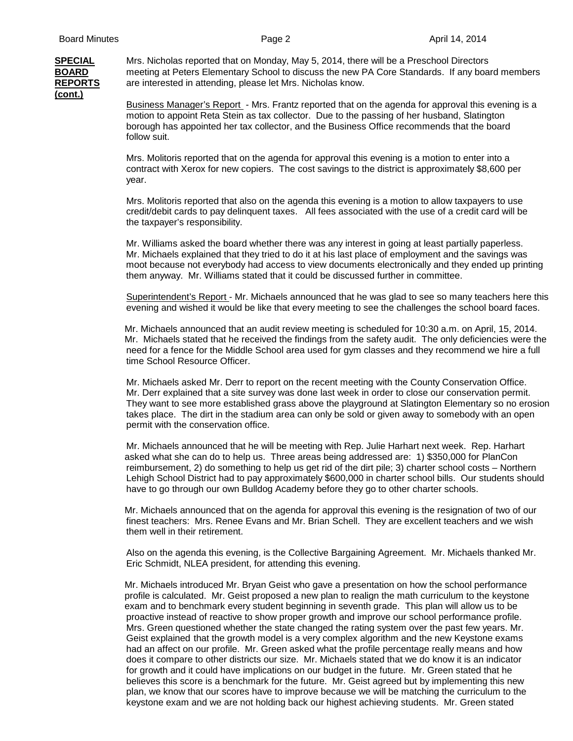**SPECIAL BOARD REPORTS (cont.)**

Mrs. Nicholas reported that on Monday, May 5, 2014, there will be a Preschool Directors meeting at Peters Elementary School to discuss the new PA Core Standards. If any board members are interested in attending, please let Mrs. Nicholas know.

Business Manager's Report - Mrs. Frantz reported that on the agenda for approval this evening is a motion to appoint Reta Stein as tax collector. Due to the passing of her husband, Slatington borough has appointed her tax collector, and the Business Office recommends that the board follow suit.

Mrs. Molitoris reported that on the agenda for approval this evening is a motion to enter into a contract with Xerox for new copiers. The cost savings to the district is approximately $8,600 per year.

Mrs. Molitoris reported that also on the agenda this evening is a motion to allow taxpayers to use credit/debit cards to pay delinquent taxes. All fees associated with the use of a credit card will be the taxpayer's responsibility.

Mr. Williams asked the board whether there was any interest in going at least partially paperless. Mr. Michaels explained that they tried to do it at his last place of employment and the savings was moot because not everybody had access to view documents electronically and they ended up printing them anyway. Mr. Williams stated that it could be discussed further in committee.

Superintendent's Report - Mr. Michaels announced that he was glad to see so many teachers here this evening and wished it would be like that every meeting to see the challenges the school board faces.

Mr. Michaels announced that an audit review meeting is scheduled for 10:30 a.m. on April, 15, 2014. Mr. Michaels stated that he received the findings from the safety audit. The only deficiencies were the need for a fence for the Middle School area used for gym classes and they recommend we hire a full time School Resource Officer.

Mr. Michaels asked Mr. Derr to report on the recent meeting with the County Conservation Office. Mr. Derr explained that a site survey was done last week in order to close our conservation permit. They want to see more established grass above the playground at Slatington Elementary so no erosion takes place. The dirt in the stadium area can only be sold or given away to somebody with an open permit with the conservation office.

Mr. Michaels announced that he will be meeting with Rep. Julie Harhart next week. Rep. Harhart asked what she can do to help us. Three areas being addressed are: 1) $350,000 for PlanCon reimbursement, 2) do something to help us get rid of the dirt pile; 3) charter school costs – Northern Lehigh School District had to pay approximately $600,000 in charter school bills. Our students should have to go through our own Bulldog Academy before they go to other charter schools.

Mr. Michaels announced that on the agenda for approval this evening is the resignation of two of our finest teachers: Mrs. Renee Evans and Mr. Brian Schell. They are excellent teachers and we wish them well in their retirement.

Also on the agenda this evening, is the Collective Bargaining Agreement. Mr. Michaels thanked Mr. Eric Schmidt, NLEA president, for attending this evening.

Mr. Michaels introduced Mr. Bryan Geist who gave a presentation on how the school performance profile is calculated. Mr. Geist proposed a new plan to realign the math curriculum to the keystone exam and to benchmark every student beginning in seventh grade. This plan will allow us to be proactive instead of reactive to show proper growth and improve our school performance profile. Mrs. Green questioned whether the state changed the rating system over the past few years. Mr. Geist explained that the growth model is a very complex algorithm and the new Keystone exams had an affect on our profile. Mr. Green asked what the profile percentage really means and how does it compare to other districts our size. Mr. Michaels stated that we do know it is an indicator for growth and it could have implications on our budget in the future. Mr. Green stated that he believes this score is a benchmark for the future. Mr. Geist agreed but by implementing this new plan, we know that our scores have to improve because we will be matching the curriculum to the keystone exam and we are not holding back our highest achieving students. Mr. Green stated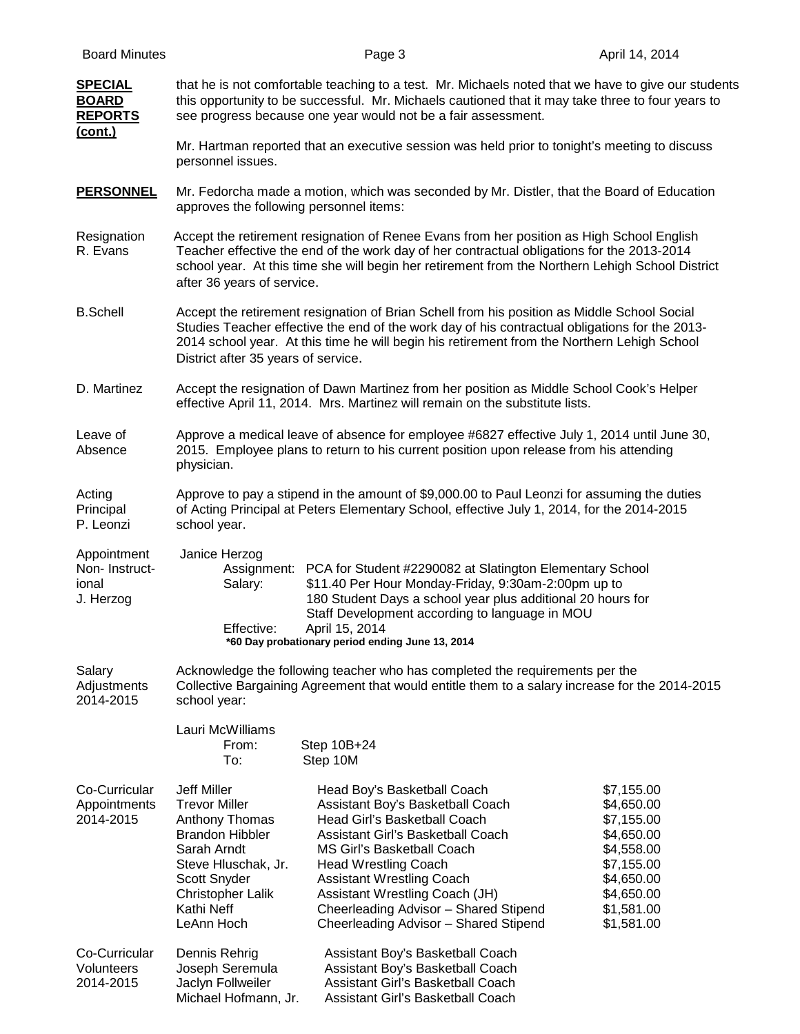**SPECIAL BOARD REPORTS (cont.)**

that he is not comfortable teaching to a test. Mr. Michaels noted that we have to give our students this opportunity to be successful. Mr. Michaels cautioned that it may take three to four years to see progress because one year would not be a fair assessment.

Mr. Hartman reported that an executive session was held prior to tonight's meeting to discuss personnel issues.

**PERSONNEL**

Mr. Fedorcha made a motion, which was seconded by Mr. Distler, that the Board of Education approves the following personnel items:

**Resignation R. Evans**

Accept the retirement resignation of Renee Evans from her position as High School English Teacher effective the end of the work day of her contractual obligations for the 2013-2014 school year. At this time she will begin her retirement from the Northern Lehigh School District after 36 years of service.

**B.Schell**

Accept the retirement resignation of Brian Schell from his position as Middle School Social Studies Teacher effective the end of the work day of his contractual obligations for the 2013-2014 school year. At this time he will begin his retirement from the Northern Lehigh School District after 35 years of service.

**D. Martinez**

Accept the resignation of Dawn Martinez from her position as Middle School Cook's Helper effective April 11, 2014. Mrs. Martinez will remain on the substitute lists.

**Leave of Absence**

Approve a medical leave of absence for employee #6827 effective July 1, 2014 until June 30, 2015. Employee plans to return to his current position upon release from his attending physician.

**Acting Principal P. Leonzi**

Approve to pay a stipend in the amount of $9,000.00 to Paul Leonzi for assuming the duties of Acting Principal at Peters Elementary School, effective July 1, 2014, for the 2014-2015 school year.

**Appointment Non-Instructional J. Herzog**

Janice Herzog

- Assignment: PCA for Student #2290082 at Slatington Elementary School
- Salary: $11.40 Per Hour Monday-Friday, 9:30am-2:00pm up to 180 Student Days a school year plus additional 20 hours for Staff Development according to language in MOU
- Effective: April 15, 2014

**\*60 Day probationary period ending June 13, 2014**

**Salary Adjustments 2014-2015**

Acknowledge the following teacher who has completed the requirements per the Collective Bargaining Agreement that would entitle them to a salary increase for the 2014-2015 school year:

Lauri McWilliams
- From: Step 10B+24
- To: Step 10M

**Co-Curricular Appointments 2014-2015**

| Name | Position | Stipend |
|---|---|---|
| Jeff Miller | Head Boy's Basketball Coach | $7,155.00 |
| Trevor Miller | Assistant Boy's Basketball Coach | $4,650.00 |
| Anthony Thomas | Head Girl's Basketball Coach | $7,155.00 |
| Brandon Hibbler | Assistant Girl's Basketball Coach | $4,650.00 |
| Sarah Arndt | MS Girl's Basketball Coach | $4,558.00 |
| Steve Hluschak, Jr. | Head Wrestling Coach | $7,155.00 |
| Scott Snyder | Assistant Wrestling Coach | $4,650.00 |
| Christopher Lalik | Assistant Wrestling Coach (JH) | $4,650.00 |
| Kathi Neff | Cheerleading Advisor – Shared Stipend | $1,581.00 |
| LeAnn Hoch | Cheerleading Advisor – Shared Stipend | $1,581.00 |

**Co-Curricular Volunteers 2014-2015**

| Name | Position |
|---|---|
| Dennis Rehrig | Assistant Boy's Basketball Coach |
| Joseph Seremula | Assistant Boy's Basketball Coach |
| Jaclyn Follweiler | Assistant Girl's Basketball Coach |
| Michael Hofmann, Jr. | Assistant Girl's Basketball Coach |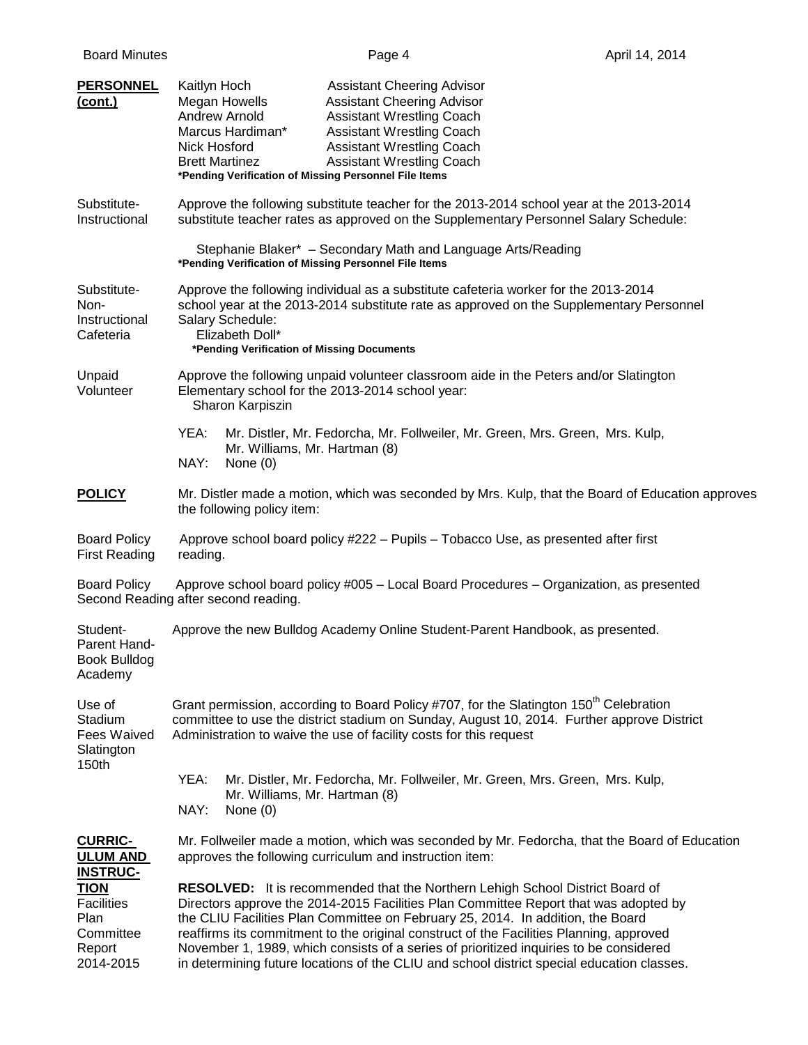**PERSONNEL (cont.)**

| | |
|---|---|
| Kaitlyn Hoch | Assistant Cheering Advisor |
| Megan Howells | Assistant Cheering Advisor |
| Andrew Arnold | Assistant Wrestling Coach |
| Marcus Hardiman* | Assistant Wrestling Coach |
| Nick Hosford | Assistant Wrestling Coach |
| Brett Martinez | Assistant Wrestling Coach |

**\*Pending Verification of Missing Personnel File Items**

Substitute-Instructional

Approve the following substitute teacher for the 2013-2014 school year at the 2013-2014 substitute teacher rates as approved on the Supplementary Personnel Salary Schedule:

Stephanie Blaker* – Secondary Math and Language Arts/Reading
**\*Pending Verification of Missing Personnel File Items**

Substitute-Non-Instructional Cafeteria

Approve the following individual as a substitute cafeteria worker for the 2013-2014 school year at the 2013-2014 substitute rate as approved on the Supplementary Personnel Salary Schedule:
Elizabeth Doll*
**\*Pending Verification of Missing Documents**

Unpaid Volunteer

Approve the following unpaid volunteer classroom aide in the Peters and/or Slatington Elementary school for the 2013-2014 school year:
Sharon Karpiszin

YEA: Mr. Distler, Mr. Fedorcha, Mr. Follweiler, Mr. Green, Mrs. Green, Mrs. Kulp, Mr. Williams, Mr. Hartman (8)
NAY: None (0)

**POLICY**

Mr. Distler made a motion, which was seconded by Mrs. Kulp, that the Board of Education approves the following policy item:

Board Policy First Reading

Approve school board policy #222 – Pupils – Tobacco Use, as presented after first reading.

Board Policy Second Reading

Approve school board policy #005 – Local Board Procedures – Organization, as presented after second reading.

Student-Parent Hand-Book Bulldog Academy

Approve the new Bulldog Academy Online Student-Parent Handbook, as presented.

Use of Stadium Fees Waived Slatington 150th

Grant permission, according to Board Policy #707, for the Slatington 150th Celebration committee to use the district stadium on Sunday, August 10, 2014. Further approve District Administration to waive the use of facility costs for this request

YEA: Mr. Distler, Mr. Fedorcha, Mr. Follweiler, Mr. Green, Mrs. Green, Mrs. Kulp, Mr. Williams, Mr. Hartman (8)
NAY: None (0)

**CURRICULUM AND INSTRUCTION**

Mr. Follweiler made a motion, which was seconded by Mr. Fedorcha, that the Board of Education approves the following curriculum and instruction item:

Facilities Plan Committee Report 2014-2015

**RESOLVED:** It is recommended that the Northern Lehigh School District Board of Directors approve the 2014-2015 Facilities Plan Committee Report that was adopted by the CLIU Facilities Plan Committee on February 25, 2014. In addition, the Board reaffirms its commitment to the original construct of the Facilities Planning, approved November 1, 1989, which consists of a series of prioritized inquiries to be considered in determining future locations of the CLIU and school district special education classes.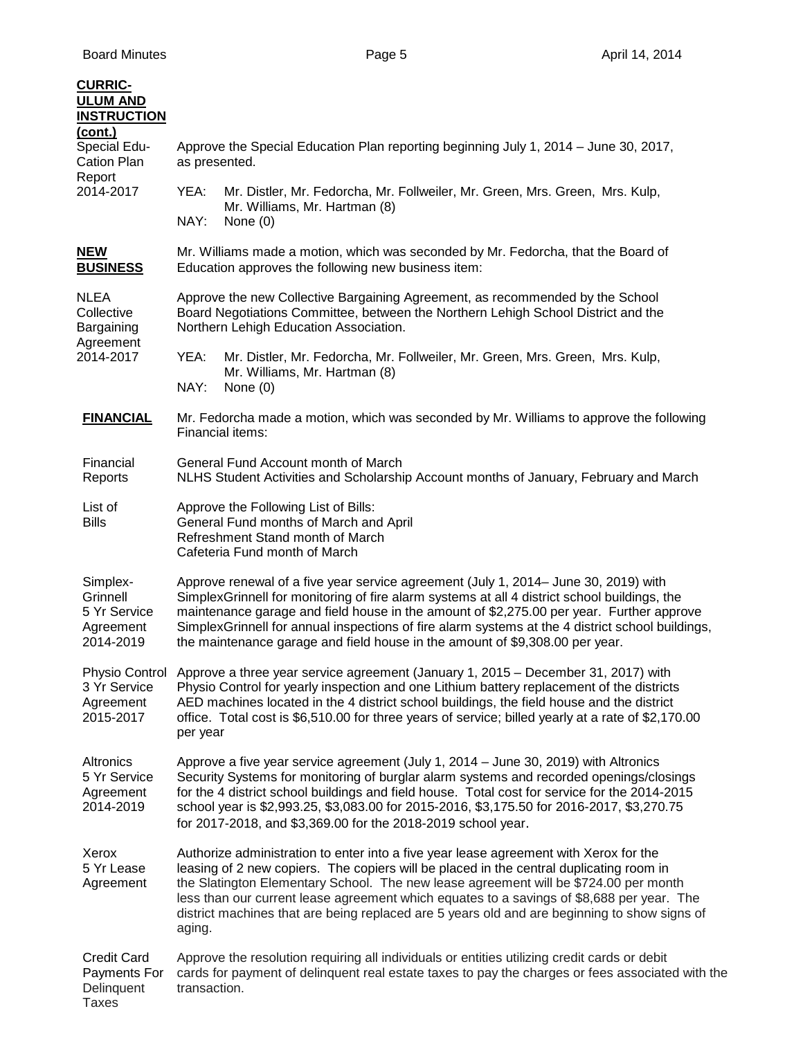**CURRICULUM AND INSTRUCTION (cont.)**

**Special Education Plan Report 2014-2017**

Approve the Special Education Plan reporting beginning July 1, 2014 – June 30, 2017, as presented.

YEA: Mr. Distler, Mr. Fedorcha, Mr. Follweiler, Mr. Green, Mrs. Green, Mrs. Kulp, Mr. Williams, Mr. Hartman (8)
NAY: None (0)

**NEW BUSINESS**

Mr. Williams made a motion, which was seconded by Mr. Fedorcha, that the Board of Education approves the following new business item:

**NLEA Collective Bargaining Agreement 2014-2017**

Approve the new Collective Bargaining Agreement, as recommended by the School Board Negotiations Committee, between the Northern Lehigh School District and the Northern Lehigh Education Association.

YEA: Mr. Distler, Mr. Fedorcha, Mr. Follweiler, Mr. Green, Mrs. Green, Mrs. Kulp, Mr. Williams, Mr. Hartman (8)
NAY: None (0)

**FINANCIAL**

Mr. Fedorcha made a motion, which was seconded by Mr. Williams to approve the following Financial items:

**Financial Reports**

General Fund Account month of March
NLHS Student Activities and Scholarship Account months of January, February and March

**List of Bills**

Approve the Following List of Bills:
General Fund months of March and April
Refreshment Stand month of March
Cafeteria Fund month of March

**Simplex-Grinnell 5 Yr Service Agreement 2014-2019**

Approve renewal of a five year service agreement (July 1, 2014– June 30, 2019) with SimplexGrinnell for monitoring of fire alarm systems at all 4 district school buildings, the maintenance garage and field house in the amount of $2,275.00 per year. Further approve SimplexGrinnell for annual inspections of fire alarm systems at the 4 district school buildings, the maintenance garage and field house in the amount of $9,308.00 per year.

**Physio Control 3 Yr Service Agreement 2015-2017**

Approve a three year service agreement (January 1, 2015 – December 31, 2017) with Physio Control for yearly inspection and one Lithium battery replacement of the districts AED machines located in the 4 district school buildings, the field house and the district office. Total cost is $6,510.00 for three years of service; billed yearly at a rate of $2,170.00 per year

**Altronics 5 Yr Service Agreement 2014-2019**

Approve a five year service agreement (July 1, 2014 – June 30, 2019) with Altronics Security Systems for monitoring of burglar alarm systems and recorded openings/closings for the 4 district school buildings and field house. Total cost for service for the 2014-2015 school year is $2,993.25, $3,083.00 for 2015-2016, $3,175.50 for 2016-2017, $3,270.75 for 2017-2018, and $3,369.00 for the 2018-2019 school year.

**Xerox 5 Yr Lease Agreement**

Authorize administration to enter into a five year lease agreement with Xerox for the leasing of 2 new copiers. The copiers will be placed in the central duplicating room in the Slatington Elementary School. The new lease agreement will be $724.00 per month less than our current lease agreement which equates to a savings of $8,688 per year. The district machines that are being replaced are 5 years old and are beginning to show signs of aging.

**Credit Card Payments For Delinquent Taxes**

Approve the resolution requiring all individuals or entities utilizing credit cards or debit cards for payment of delinquent real estate taxes to pay the charges or fees associated with the transaction.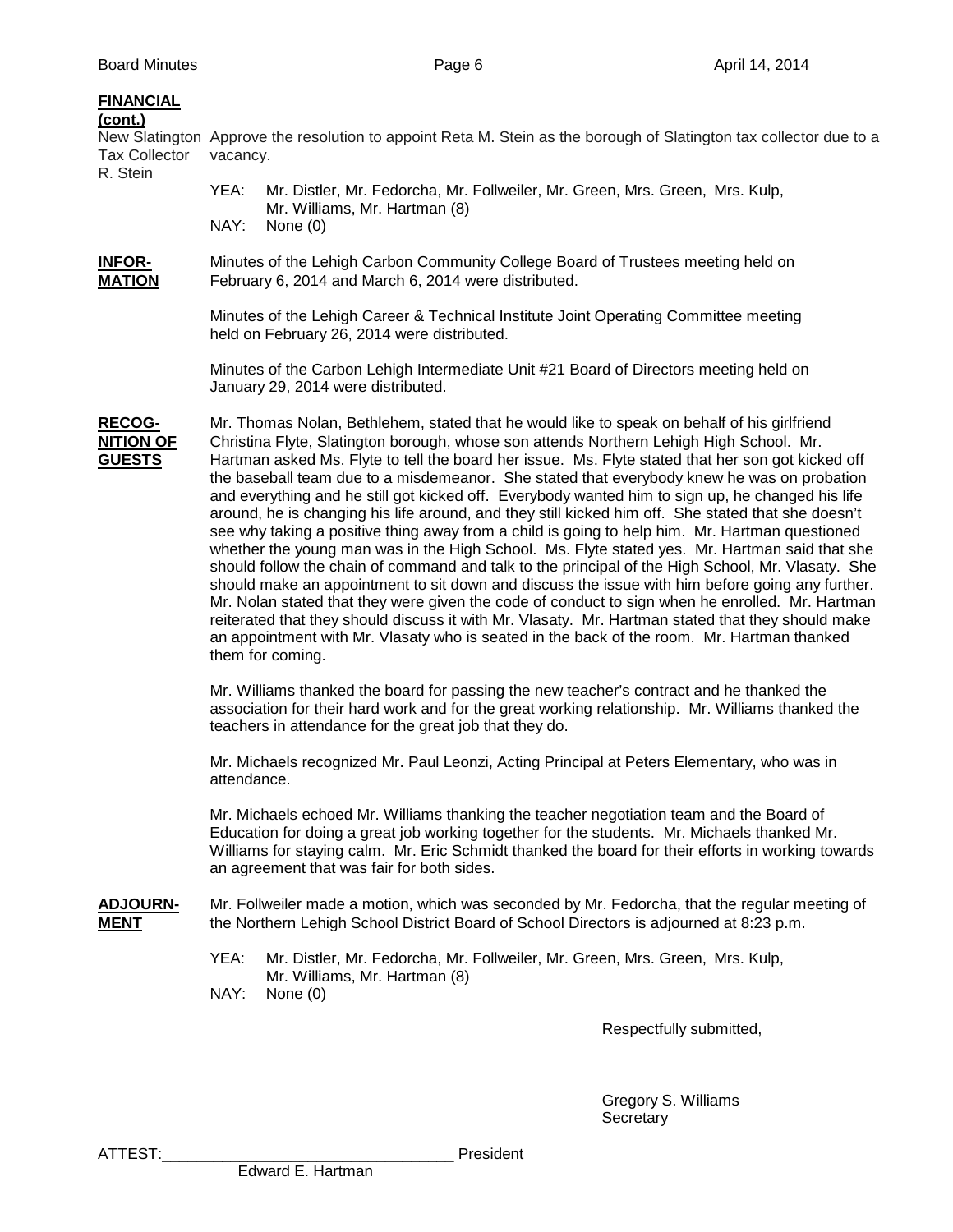**FINANCIAL (cont.)**

New Slatington Tax Collector R. Stein

Approve the resolution to appoint Reta M. Stein as the borough of Slatington tax collector due to a vacancy.

YEA: Mr. Distler, Mr. Fedorcha, Mr. Follweiler, Mr. Green, Mrs. Green, Mrs. Kulp, Mr. Williams, Mr. Hartman (8)
NAY: None (0)

**INFOR-MATION**

Minutes of the Lehigh Carbon Community College Board of Trustees meeting held on February 6, 2014 and March 6, 2014 were distributed.

Minutes of the Lehigh Career & Technical Institute Joint Operating Committee meeting held on February 26, 2014 were distributed.

Minutes of the Carbon Lehigh Intermediate Unit #21 Board of Directors meeting held on January 29, 2014 were distributed.

**RECOG-NITION OF GUESTS**

Mr. Thomas Nolan, Bethlehem, stated that he would like to speak on behalf of his girlfriend Christina Flyte, Slatington borough, whose son attends Northern Lehigh High School. Mr. Hartman asked Ms. Flyte to tell the board her issue. Ms. Flyte stated that her son got kicked off the baseball team due to a misdemeanor. She stated that everybody knew he was on probation and everything and he still got kicked off. Everybody wanted him to sign up, he changed his life around, he is changing his life around, and they still kicked him off. She stated that she doesn't see why taking a positive thing away from a child is going to help him. Mr. Hartman questioned whether the young man was in the High School. Ms. Flyte stated yes. Mr. Hartman said that she should follow the chain of command and talk to the principal of the High School, Mr. Vlasaty. She should make an appointment to sit down and discuss the issue with him before going any further. Mr. Nolan stated that they were given the code of conduct to sign when he enrolled. Mr. Hartman reiterated that they should discuss it with Mr. Vlasaty. Mr. Hartman stated that they should make an appointment with Mr. Vlasaty who is seated in the back of the room. Mr. Hartman thanked them for coming.

Mr. Williams thanked the board for passing the new teacher's contract and he thanked the association for their hard work and for the great working relationship. Mr. Williams thanked the teachers in attendance for the great job that they do.

Mr. Michaels recognized Mr. Paul Leonzi, Acting Principal at Peters Elementary, who was in attendance.

Mr. Michaels echoed Mr. Williams thanking the teacher negotiation team and the Board of Education for doing a great job working together for the students. Mr. Michaels thanked Mr. Williams for staying calm. Mr. Eric Schmidt thanked the board for their efforts in working towards an agreement that was fair for both sides.

**ADJOURN-MENT**

Mr. Follweiler made a motion, which was seconded by Mr. Fedorcha, that the regular meeting of the Northern Lehigh School District Board of School Directors is adjourned at 8:23 p.m.

YEA: Mr. Distler, Mr. Fedorcha, Mr. Follweiler, Mr. Green, Mrs. Green, Mrs. Kulp, Mr. Williams, Mr. Hartman (8)
NAY: None (0)

Respectfully submitted,

Gregory S. Williams
Secretary

ATTEST:_________________________________ President
Edward E. Hartman